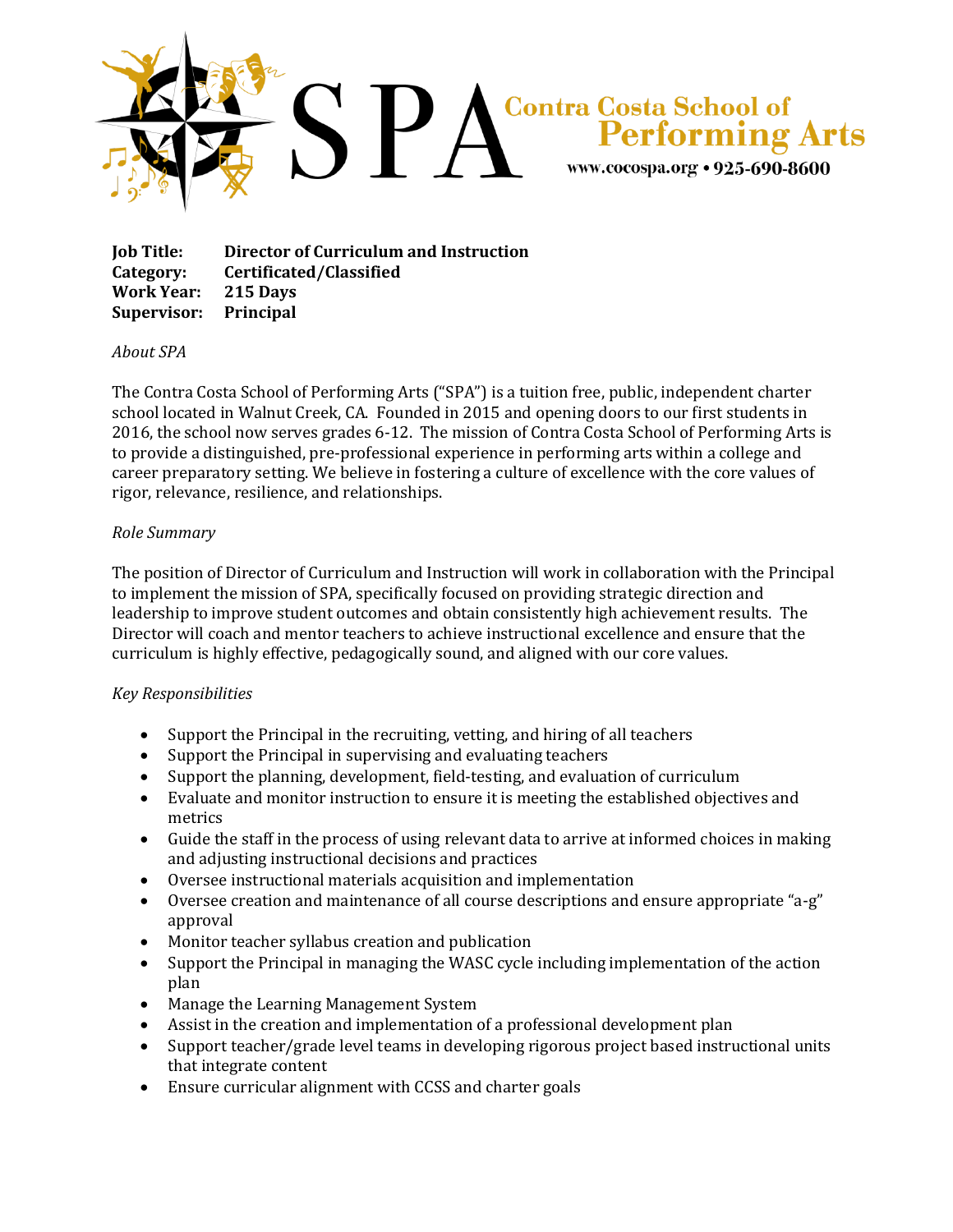# SPA Contra Costa School of Performing Arts

www.cocospa.org • 925-690-8600

**Job Title:** **Director of Curriculum and Instruction**
**Category:** **Certificated/Classified**
**Work Year:** **215 Days**
**Supervisor:** **Principal**

*About SPA*

The Contra Costa School of Performing Arts ("SPA") is a tuition free, public, independent charter school located in Walnut Creek, CA. Founded in 2015 and opening doors to our first students in 2016, the school now serves grades 6-12. The mission of Contra Costa School of Performing Arts is to provide a distinguished, pre-professional experience in performing arts within a college and career preparatory setting. We believe in fostering a culture of excellence with the core values of rigor, relevance, resilience, and relationships.

*Role Summary*

The position of Director of Curriculum and Instruction will work in collaboration with the Principal to implement the mission of SPA, specifically focused on providing strategic direction and leadership to improve student outcomes and obtain consistently high achievement results. The Director will coach and mentor teachers to achieve instructional excellence and ensure that the curriculum is highly effective, pedagogically sound, and aligned with our core values.

*Key Responsibilities*

- Support the Principal in the recruiting, vetting, and hiring of all teachers
- Support the Principal in supervising and evaluating teachers
- Support the planning, development, field-testing, and evaluation of curriculum
- Evaluate and monitor instruction to ensure it is meeting the established objectives and metrics
- Guide the staff in the process of using relevant data to arrive at informed choices in making and adjusting instructional decisions and practices
- Oversee instructional materials acquisition and implementation
- Oversee creation and maintenance of all course descriptions and ensure appropriate "a-g" approval
- Monitor teacher syllabus creation and publication
- Support the Principal in managing the WASC cycle including implementation of the action plan
- Manage the Learning Management System
- Assist in the creation and implementation of a professional development plan
- Support teacher/grade level teams in developing rigorous project based instructional units that integrate content
- Ensure curricular alignment with CCSS and charter goals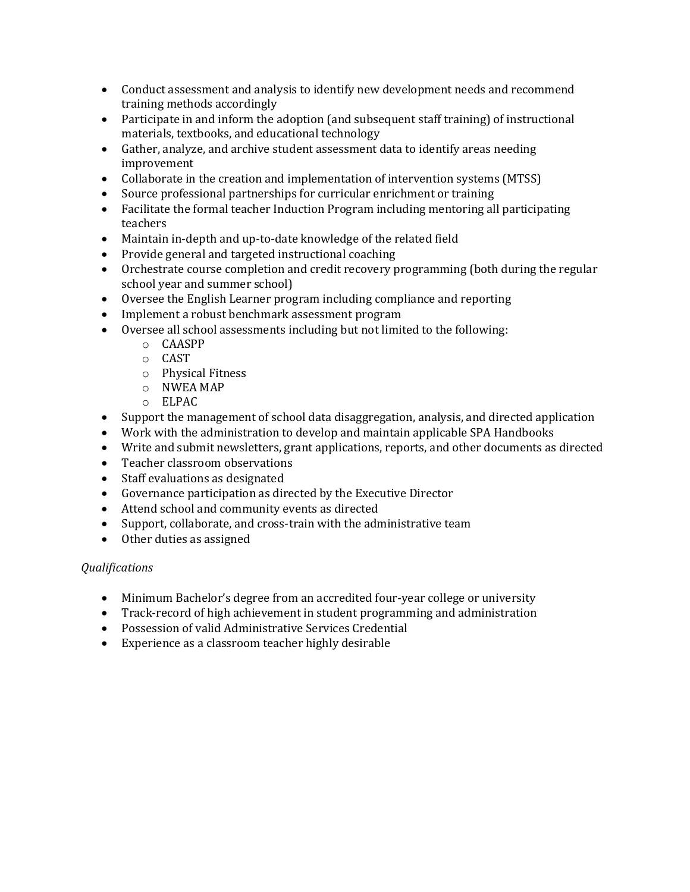- Conduct assessment and analysis to identify new development needs and recommend training methods accordingly
- Participate in and inform the adoption (and subsequent staff training) of instructional materials, textbooks, and educational technology
- Gather, analyze, and archive student assessment data to identify areas needing improvement
- Collaborate in the creation and implementation of intervention systems (MTSS)
- Source professional partnerships for curricular enrichment or training
- Facilitate the formal teacher Induction Program including mentoring all participating teachers
- Maintain in-depth and up-to-date knowledge of the related field
- Provide general and targeted instructional coaching
- Orchestrate course completion and credit recovery programming (both during the regular school year and summer school)
- Oversee the English Learner program including compliance and reporting
- Implement a robust benchmark assessment program
- Oversee all school assessments including but not limited to the following:
  - CAASPP
  - CAST
  - Physical Fitness
  - NWEA MAP
  - ELPAC
- Support the management of school data disaggregation, analysis, and directed application
- Work with the administration to develop and maintain applicable SPA Handbooks
- Write and submit newsletters, grant applications, reports, and other documents as directed
- Teacher classroom observations
- Staff evaluations as designated
- Governance participation as directed by the Executive Director
- Attend school and community events as directed
- Support, collaborate, and cross-train with the administrative team
- Other duties as assigned

*Qualifications*

- Minimum Bachelor's degree from an accredited four-year college or university
- Track-record of high achievement in student programming and administration
- Possession of valid Administrative Services Credential
- Experience as a classroom teacher highly desirable